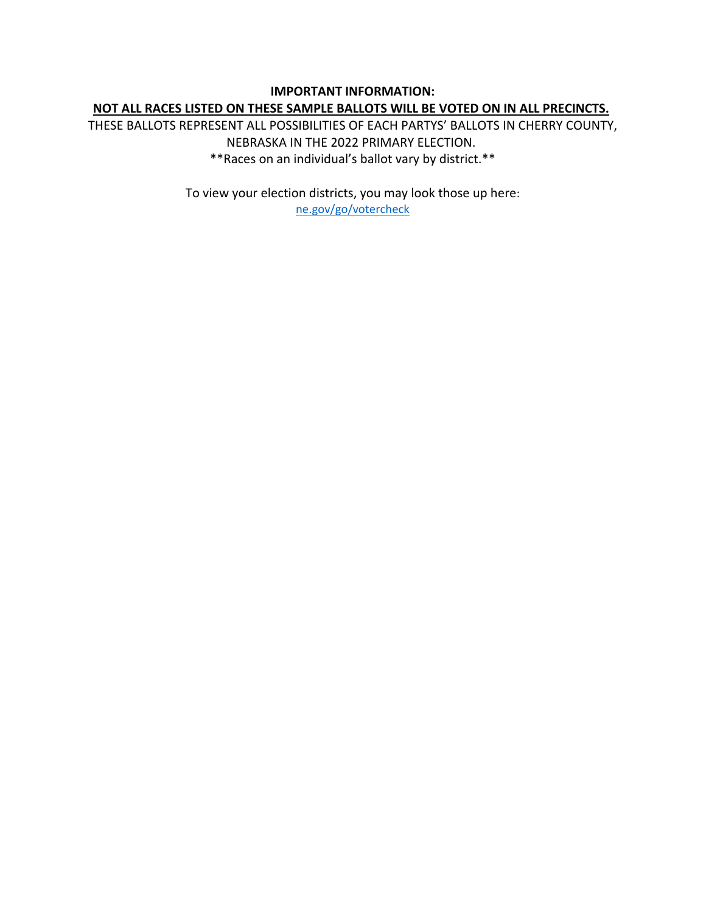**IMPORTANT INFORMATION:**

**<u>NOT ALL RACES LISTED ON THESE SAMPLE BALLOTS WILL BE VOTED ON IN ALL PRECINCTS.</u>**

THESE BALLOTS REPRESENT ALL POSSIBILITIES OF EACH PARTYS' BALLOTS IN CHERRY COUNTY, NEBRASKA IN THE 2022 PRIMARY ELECTION.

**Races on an individual's ballot vary by district.**

To view your election districts, you may look those up here:
[ne.gov/go/votercheck](ne.gov/go/votercheck)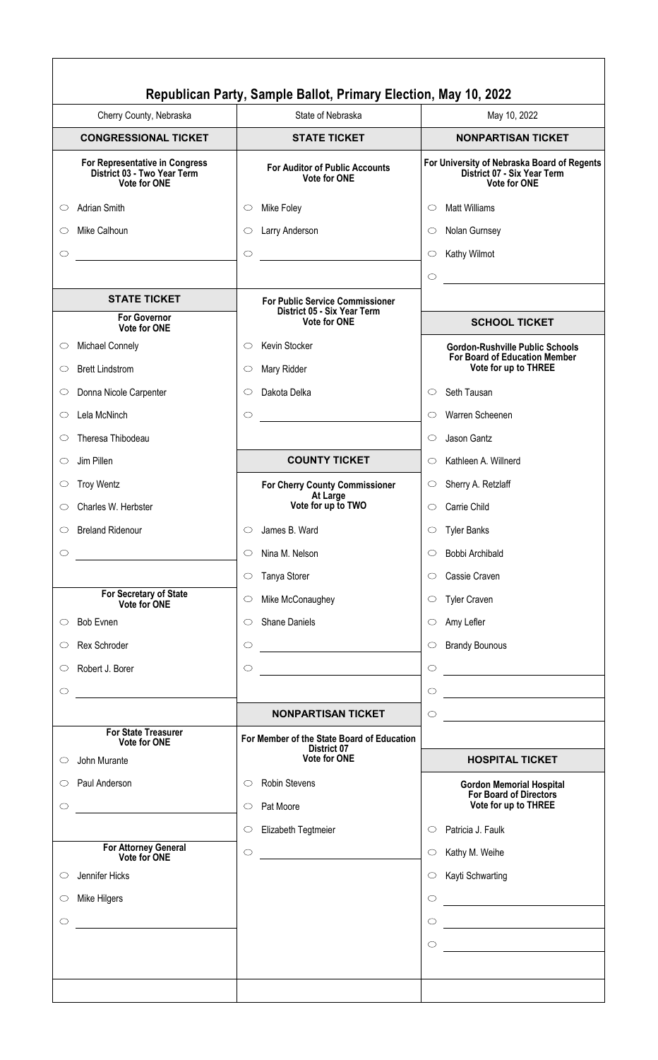# Republican Party, Sample Ballot, Primary Election, May 10, 2022

Cherry County, Nebraska | State of Nebraska | May 10, 2022

## CONGRESSIONAL TICKET

### For Representative in Congress District 03 - Two Year Term
**Vote for ONE**

- ○ Adrian Smith
- ○ Mike Calhoun
- ○ ______________________

## STATE TICKET

### For Governor
**Vote for ONE**

- ○ Michael Connely
- ○ Brett Lindstrom
- ○ Donna Nicole Carpenter
- ○ Lela McNinch
- ○ Theresa Thibodeau
- ○ Jim Pillen
- ○ Troy Wentz
- ○ Charles W. Herbster
- ○ Breland Ridenour
- ○ ______________________

### For Secretary of State
**Vote for ONE**

- ○ Bob Evnen
- ○ Rex Schroder
- ○ Robert J. Borer
- ○ ______________________

### For State Treasurer
**Vote for ONE**

- ○ John Murante
- ○ Paul Anderson
- ○ ______________________

### For Attorney General
**Vote for ONE**

- ○ Jennifer Hicks
- ○ Mike Hilgers
- ○ ______________________

## STATE TICKET

### For Auditor of Public Accounts
**Vote for ONE**

- ○ Mike Foley
- ○ Larry Anderson
- ○ ______________________

### For Public Service Commissioner District 05 - Six Year Term
**Vote for ONE**

- ○ Kevin Stocker
- ○ Mary Ridder
- ○ Dakota Delka
- ○ ______________________

## COUNTY TICKET

### For Cherry County Commissioner At Large
**Vote for up to TWO**

- ○ James B. Ward
- ○ Nina M. Nelson
- ○ Tanya Storer
- ○ Mike McConaughey
- ○ Shane Daniels
- ○ ______________________
- ○ ______________________

## NONPARTISAN TICKET

### For Member of the State Board of Education District 07
**Vote for ONE**

- ○ Robin Stevens
- ○ Pat Moore
- ○ Elizabeth Tegtmeier
- ○ ______________________

## NONPARTISAN TICKET

### For University of Nebraska Board of Regents District 07 - Six Year Term
**Vote for ONE**

- ○ Matt Williams
- ○ Nolan Gurnsey
- ○ Kathy Wilmot
- ○ ______________________

## SCHOOL TICKET

### Gordon-Rushville Public Schools For Board of Education Member
**Vote for up to THREE**

- ○ Seth Tausan
- ○ Warren Scheenen
- ○ Jason Gantz
- ○ Kathleen A. Willnerd
- ○ Sherry A. Retzlaff
- ○ Carrie Child
- ○ Tyler Banks
- ○ Bobbi Archibald
- ○ Cassie Craven
- ○ Tyler Craven
- ○ Amy Lefler
- ○ Brandy Bounous
- ○ ______________________
- ○ ______________________
- ○ ______________________

## HOSPITAL TICKET

### Gordon Memorial Hospital For Board of Directors
**Vote for up to THREE**

- ○ Patricia J. Faulk
- ○ Kathy M. Weihe
- ○ Kayti Schwarting
- ○ ______________________
- ○ ______________________
- ○ ______________________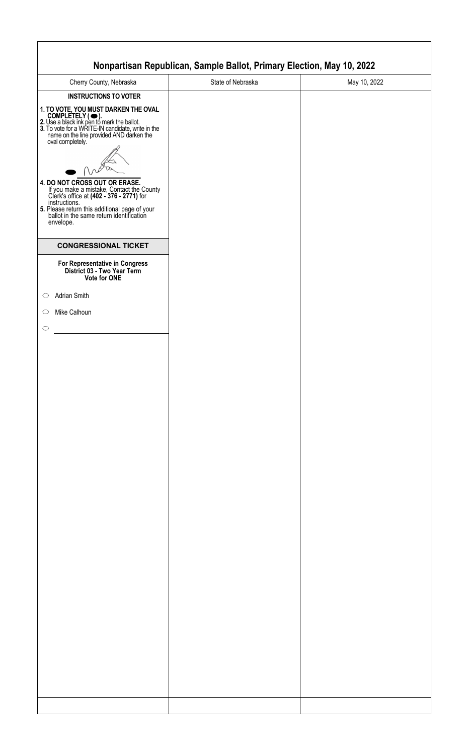# Nonpartisan Republican, Sample Ballot, Primary Election, May 10, 2022

| Cherry County, Nebraska | State of Nebraska | May 10, 2022 |
|---|---|---|

**INSTRUCTIONS TO VOTER**

**1. TO VOTE, YOU MUST DARKEN THE OVAL COMPLETELY ( ⬬ ).**
**2.** Use a black ink pen to mark the ballot.
**3.** To vote for a WRITE-IN candidate, write in the name on the line provided AND darken the oval completely.

**4. DO NOT CROSS OUT OR ERASE.**
If you make a mistake, Contact the County Clerk's office at **(402 - 376 - 2771)** for instructions.
**5.** Please return this additional page of your ballot in the same return identification envelope.

## CONGRESSIONAL TICKET

**For Representative in Congress**
**District 03 - Two Year Term**
**Vote for ONE**

- ○ Adrian Smith
- ○ Mike Calhoun
- ○ ____________________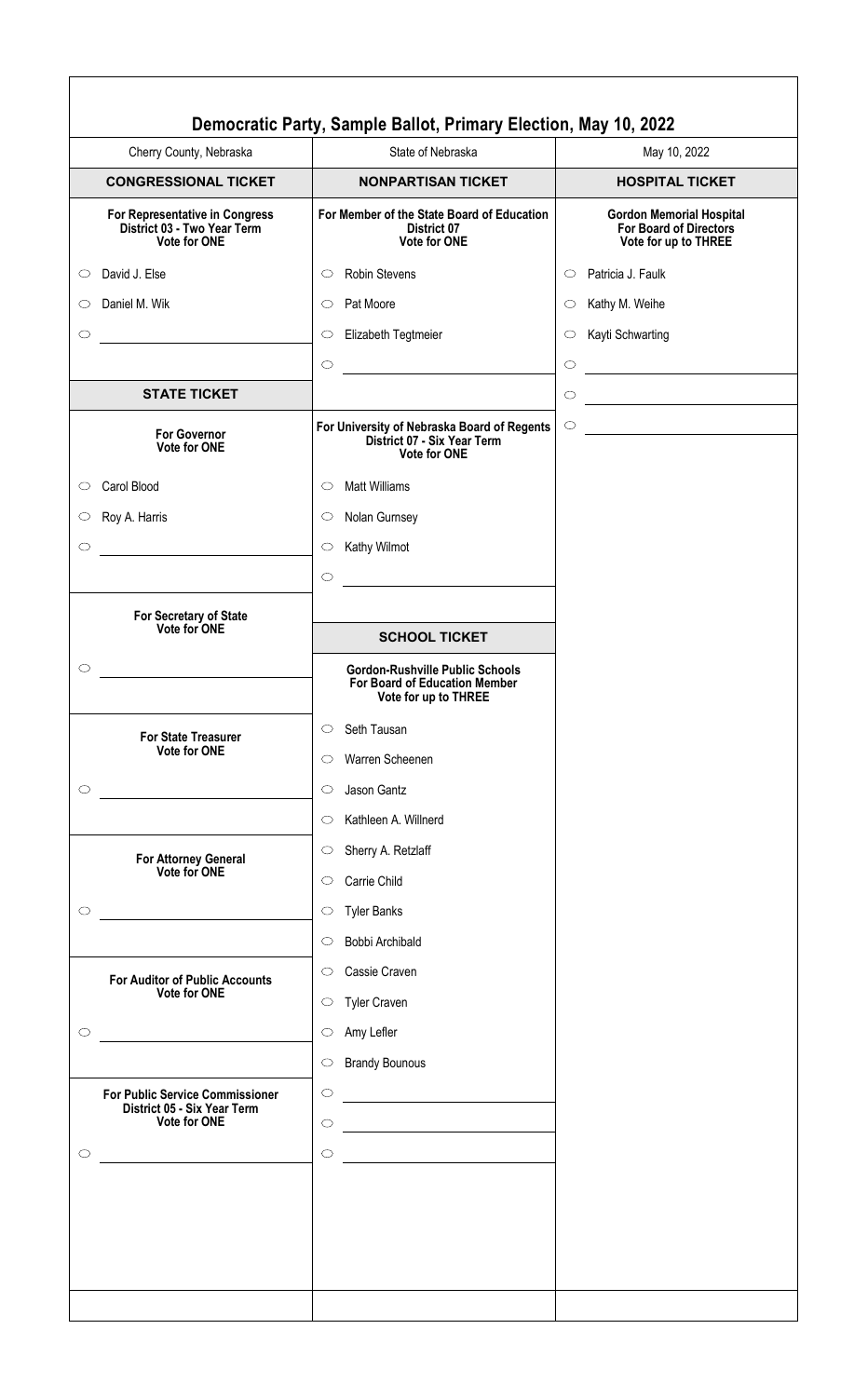# Democratic Party, Sample Ballot, Primary Election, May 10, 2022

| Cherry County, Nebraska | State of Nebraska | May 10, 2022 |
|---|---|---|

## CONGRESSIONAL TICKET

**For Representative in Congress**
**District 03 - Two Year Term**
**Vote for ONE**

- ○ David J. Else
- ○ Daniel M. Wik
- ○ ____________

## STATE TICKET

**For Governor**
**Vote for ONE**

- ○ Carol Blood
- ○ Roy A. Harris
- ○ ____________

**For Secretary of State**
**Vote for ONE**

- ○ ____________

**For State Treasurer**
**Vote for ONE**

- ○ ____________

**For Attorney General**
**Vote for ONE**

- ○ ____________

**For Auditor of Public Accounts**
**Vote for ONE**

- ○ ____________

**For Public Service Commissioner**
**District 05 - Six Year Term**
**Vote for ONE**

- ○ ____________

## NONPARTISAN TICKET

**For Member of the State Board of Education**
**District 07**
**Vote for ONE**

- ○ Robin Stevens
- ○ Pat Moore
- ○ Elizabeth Tegtmeier
- ○ ____________

**For University of Nebraska Board of Regents**
**District 07 - Six Year Term**
**Vote for ONE**

- ○ Matt Williams
- ○ Nolan Gurnsey
- ○ Kathy Wilmot
- ○ ____________

## SCHOOL TICKET

**Gordon-Rushville Public Schools**
**For Board of Education Member**
**Vote for up to THREE**

- ○ Seth Tausan
- ○ Warren Scheenen
- ○ Jason Gantz
- ○ Kathleen A. Willnerd
- ○ Sherry A. Retzlaff
- ○ Carrie Child
- ○ Tyler Banks
- ○ Bobbi Archibald
- ○ Cassie Craven
- ○ Tyler Craven
- ○ Amy Lefler
- ○ Brandy Bounous
- ○ ____________
- ○ ____________
- ○ ____________

## HOSPITAL TICKET

**Gordon Memorial Hospital**
**For Board of Directors**
**Vote for up to THREE**

- ○ Patricia J. Faulk
- ○ Kathy M. Weihe
- ○ Kayti Schwarting
- ○ ____________
- ○ ____________
- ○ ____________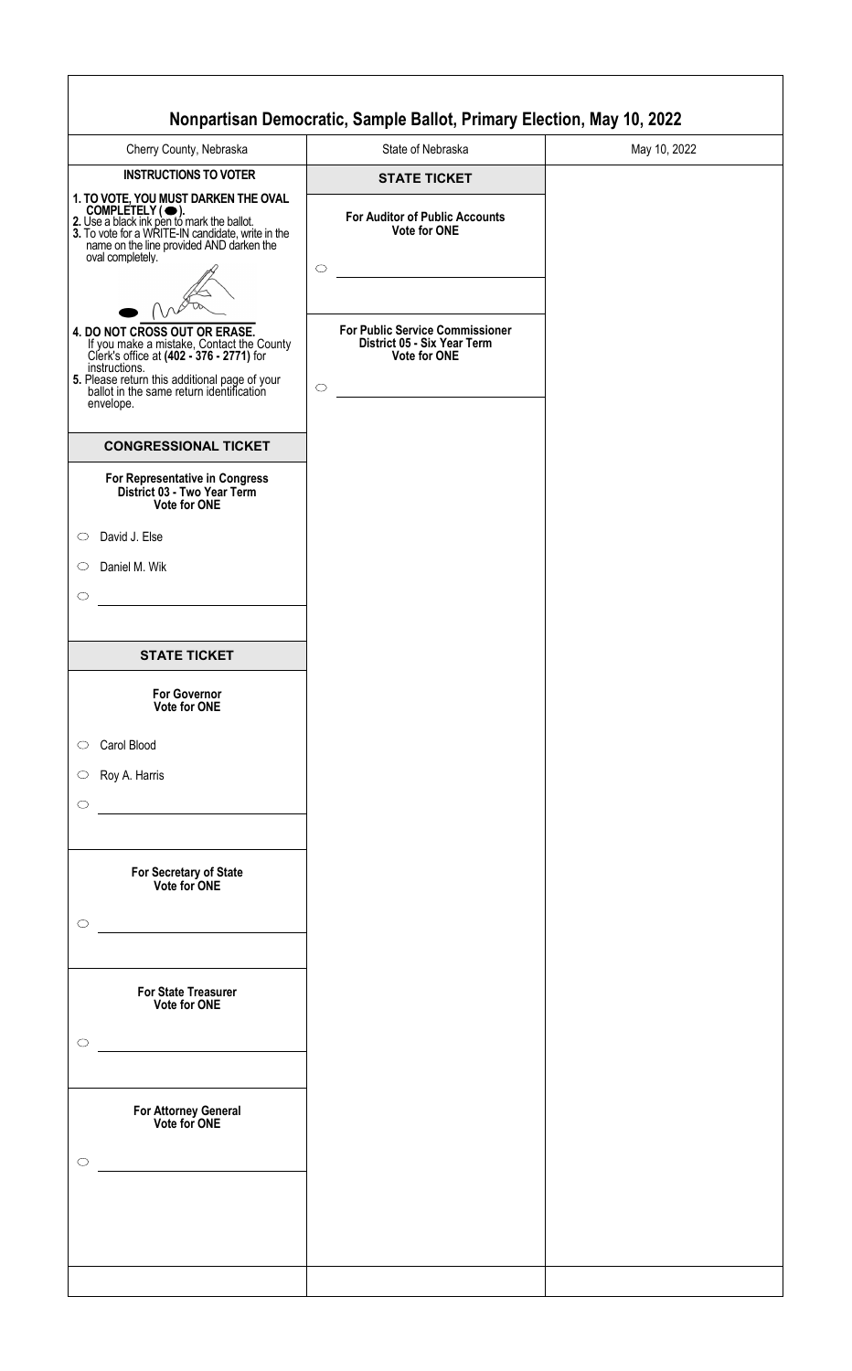# Nonpartisan Democratic, Sample Ballot, Primary Election, May 10, 2022

| Cherry County, Nebraska | State of Nebraska | May 10, 2022 |
|---|---|---|

## INSTRUCTIONS TO VOTER

**1. TO VOTE, YOU MUST DARKEN THE OVAL COMPLETELY ( ⬬ ).**
**2.** Use a black ink pen to mark the ballot.
**3.** To vote for a WRITE-IN candidate, write in the name on the line provided AND darken the oval completely.

**4. DO NOT CROSS OUT OR ERASE.**
If you make a mistake, Contact the County Clerk's office at **(402 - 376 - 2771)** for instructions.
**5.** Please return this additional page of your ballot in the same return identification envelope.

## CONGRESSIONAL TICKET

**For Representative in Congress**
**District 03 - Two Year Term**
**Vote for ONE**

- ○ David J. Else
- ○ Daniel M. Wik
- ○ ______________________

## STATE TICKET

**For Governor**
**Vote for ONE**

- ○ Carol Blood
- ○ Roy A. Harris
- ○ ______________________

**For Secretary of State**
**Vote for ONE**

- ○ ______________________

**For State Treasurer**
**Vote for ONE**

- ○ ______________________

**For Attorney General**
**Vote for ONE**

- ○ ______________________

## STATE TICKET

**For Auditor of Public Accounts**
**Vote for ONE**

- ○ ______________________

**For Public Service Commissioner**
**District 05 - Six Year Term**
**Vote for ONE**

- ○ ______________________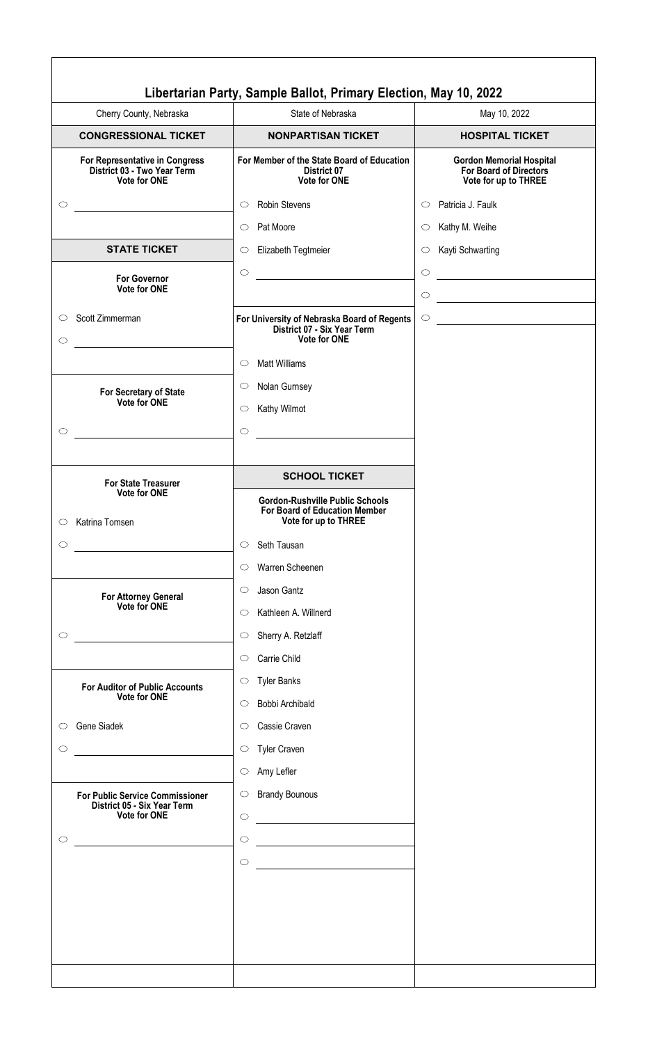# Libertarian Party, Sample Ballot, Primary Election, May 10, 2022

Cherry County, Nebraska | State of Nebraska | May 10, 2022

## CONGRESSIONAL TICKET

**For Representative in Congress**
**District 03 - Two Year Term**
**Vote for ONE**

- ○ ________________

## STATE TICKET

**For Governor**
**Vote for ONE**

- ○ Scott Zimmerman
- ○ ________________

**For Secretary of State**
**Vote for ONE**

- ○ ________________

**For State Treasurer**
**Vote for ONE**

- ○ Katrina Tomsen
- ○ ________________

**For Attorney General**
**Vote for ONE**

- ○ ________________

**For Auditor of Public Accounts**
**Vote for ONE**

- ○ Gene Siadek
- ○ ________________

**For Public Service Commissioner**
**District 05 - Six Year Term**
**Vote for ONE**

- ○ ________________

## NONPARTISAN TICKET

**For Member of the State Board of Education**
**District 07**
**Vote for ONE**

- ○ Robin Stevens
- ○ Pat Moore
- ○ Elizabeth Tegtmeier
- ○ ________________

**For University of Nebraska Board of Regents**
**District 07 - Six Year Term**
**Vote for ONE**

- ○ Matt Williams
- ○ Nolan Gurnsey
- ○ Kathy Wilmot
- ○ ________________

## SCHOOL TICKET

**Gordon-Rushville Public Schools**
**For Board of Education Member**
**Vote for up to THREE**

- ○ Seth Tausan
- ○ Warren Scheenen
- ○ Jason Gantz
- ○ Kathleen A. Willnerd
- ○ Sherry A. Retzlaff
- ○ Carrie Child
- ○ Tyler Banks
- ○ Bobbi Archibald
- ○ Cassie Craven
- ○ Tyler Craven
- ○ Amy Lefler
- ○ Brandy Bounous
- ○ ________________
- ○ ________________
- ○ ________________

## HOSPITAL TICKET

**Gordon Memorial Hospital**
**For Board of Directors**
**Vote for up to THREE**

- ○ Patricia J. Faulk
- ○ Kathy M. Weihe
- ○ Kayti Schwarting
- ○ ________________
- ○ ________________
- ○ ________________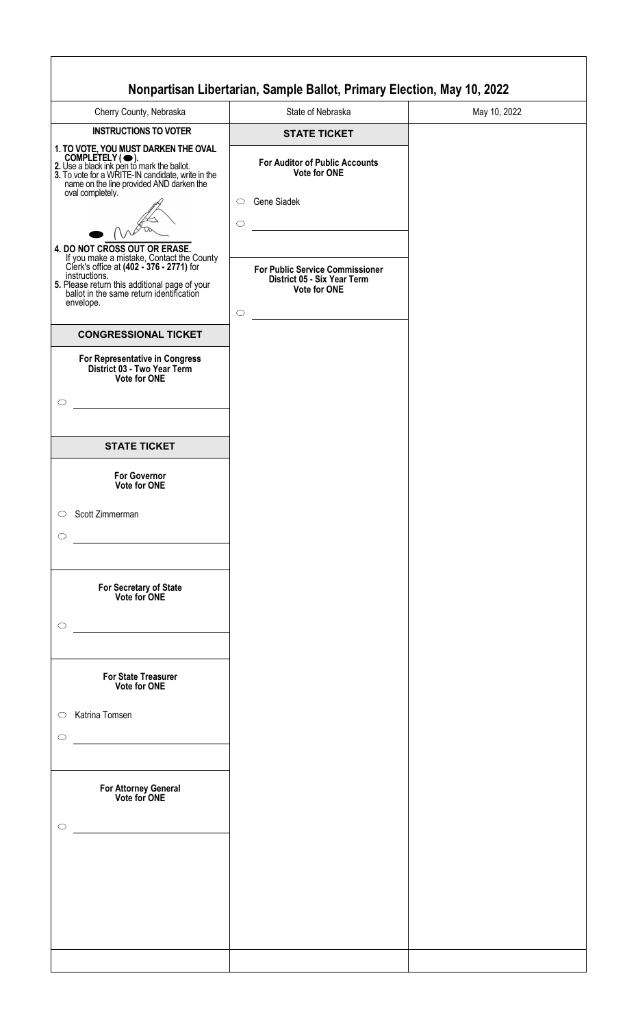# Nonpartisan Libertarian, Sample Ballot, Primary Election, May 10, 2022

| Cherry County, Nebraska | State of Nebraska | May 10, 2022 |
|---|---|---|

**INSTRUCTIONS TO VOTER**

**1. TO VOTE, YOU MUST DARKEN THE OVAL COMPLETELY ( ⬬ ).**
**2.** Use a black ink pen to mark the ballot.
**3.** To vote for a WRITE-IN candidate, write in the name on the line provided AND darken the oval completely.

**4. DO NOT CROSS OUT OR ERASE.**
If you make a mistake, Contact the County Clerk's office at **(402 - 376 - 2771)** for instructions.
**5.** Please return this additional page of your ballot in the same return identification envelope.

## CONGRESSIONAL TICKET

**For Representative in Congress**
**District 03 - Two Year Term**
**Vote for ONE**

- ○ ______________________

## STATE TICKET

**For Governor**
**Vote for ONE**

- ○ Scott Zimmerman
- ○ ______________________

**For Secretary of State**
**Vote for ONE**

- ○ ______________________

**For State Treasurer**
**Vote for ONE**

- ○ Katrina Tomsen
- ○ ______________________

**For Attorney General**
**Vote for ONE**

- ○ ______________________

## STATE TICKET

**For Auditor of Public Accounts**
**Vote for ONE**

- ○ Gene Siadek
- ○ ______________________

**For Public Service Commissioner**
**District 05 - Six Year Term**
**Vote for ONE**

- ○ ______________________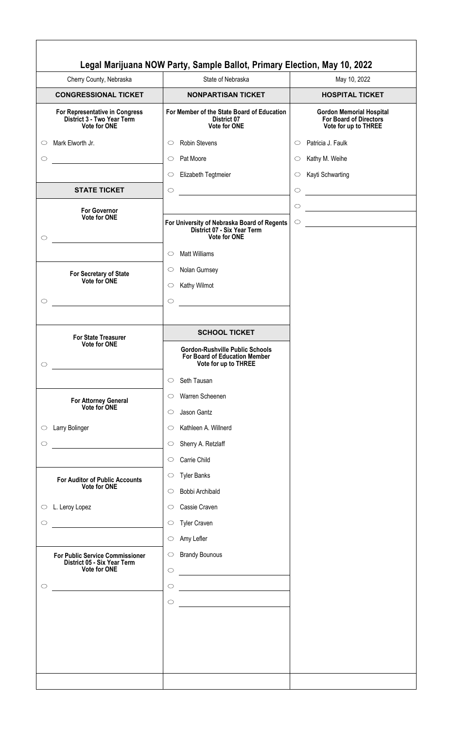# Legal Marijuana NOW Party, Sample Ballot, Primary Election, May 10, 2022

| Cherry County, Nebraska | State of Nebraska | May 10, 2022 |
|---|---|---|

## CONGRESSIONAL TICKET

**For Representative in Congress**
**District 3 - Two Year Term**
**Vote for ONE**

- ○ Mark Elworth Jr.
- ○ ____________

## STATE TICKET

**For Governor**
**Vote for ONE**

- ○ ____________

**For Secretary of State**
**Vote for ONE**

- ○ ____________

**For State Treasurer**
**Vote for ONE**

- ○ ____________

**For Attorney General**
**Vote for ONE**

- ○ Larry Bolinger
- ○ ____________

**For Auditor of Public Accounts**
**Vote for ONE**

- ○ L. Leroy Lopez
- ○ ____________

**For Public Service Commissioner**
**District 05 - Six Year Term**
**Vote for ONE**

- ○ ____________

## NONPARTISAN TICKET

**For Member of the State Board of Education**
**District 07**
**Vote for ONE**

- ○ Robin Stevens
- ○ Pat Moore
- ○ Elizabeth Tegtmeier
- ○ ____________

**For University of Nebraska Board of Regents**
**District 07 - Six Year Term**
**Vote for ONE**

- ○ Matt Williams
- ○ Nolan Gurnsey
- ○ Kathy Wilmot
- ○ ____________

## SCHOOL TICKET

**Gordon-Rushville Public Schools**
**For Board of Education Member**
**Vote for up to THREE**

- ○ Seth Tausan
- ○ Warren Scheenen
- ○ Jason Gantz
- ○ Kathleen A. Willnerd
- ○ Sherry A. Retzlaff
- ○ Carrie Child
- ○ Tyler Banks
- ○ Bobbi Archibald
- ○ Cassie Craven
- ○ Tyler Craven
- ○ Amy Lefler
- ○ Brandy Bounous
- ○ ____________
- ○ ____________
- ○ ____________

## HOSPITAL TICKET

**Gordon Memorial Hospital**
**For Board of Directors**
**Vote for up to THREE**

- ○ Patricia J. Faulk
- ○ Kathy M. Weihe
- ○ Kayti Schwarting
- ○ ____________
- ○ ____________
- ○ ____________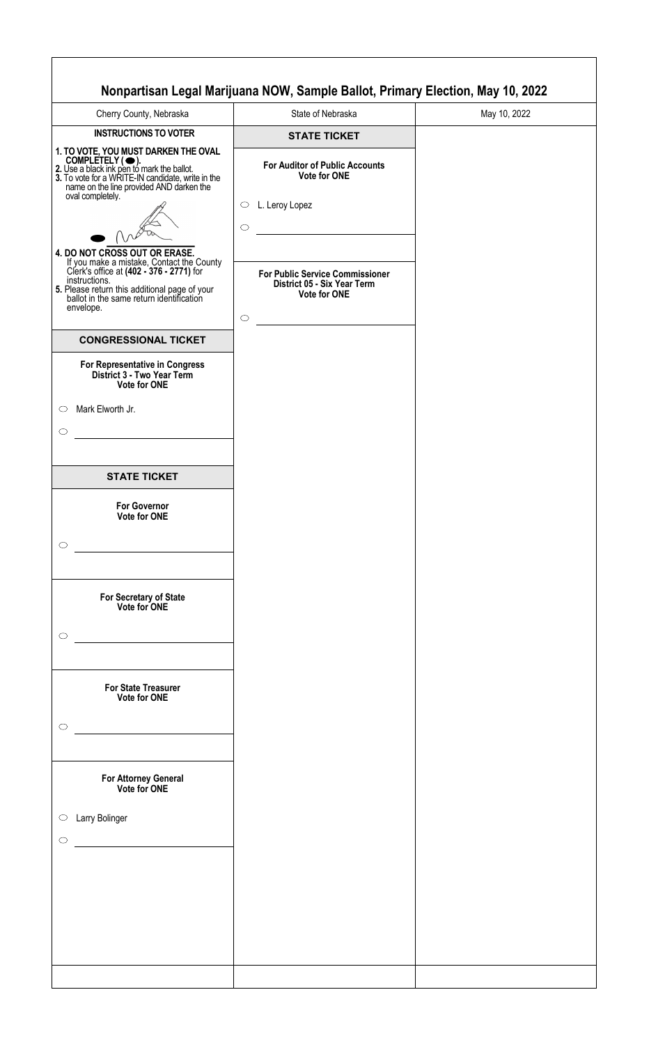# Nonpartisan Legal Marijuana NOW, Sample Ballot, Primary Election, May 10, 2022

Cherry County, Nebraska | State of Nebraska | May 10, 2022

**INSTRUCTIONS TO VOTER**

**1. TO VOTE, YOU MUST DARKEN THE OVAL COMPLETELY ( ⬬ ).**
**2.** Use a black ink pen to mark the ballot.
**3.** To vote for a WRITE-IN candidate, write in the name on the line provided AND darken the oval completely.

**4. DO NOT CROSS OUT OR ERASE.**
If you make a mistake, Contact the County Clerk's office at **(402 - 376 - 2771)** for instructions.
**5.** Please return this additional page of your ballot in the same return identification envelope.

## CONGRESSIONAL TICKET

**For Representative in Congress**
**District 3 - Two Year Term**
**Vote for ONE**

- ○ Mark Elworth Jr.
- ○ ______________________

## STATE TICKET

**For Governor**
**Vote for ONE**

- ○ ______________________

**For Secretary of State**
**Vote for ONE**

- ○ ______________________

**For State Treasurer**
**Vote for ONE**

- ○ ______________________

**For Attorney General**
**Vote for ONE**

- ○ Larry Bolinger
- ○ ______________________

## STATE TICKET

**For Auditor of Public Accounts**
**Vote for ONE**

- ○ L. Leroy Lopez
- ○ ______________________

**For Public Service Commissioner**
**District 05 - Six Year Term**
**Vote for ONE**

- ○ ______________________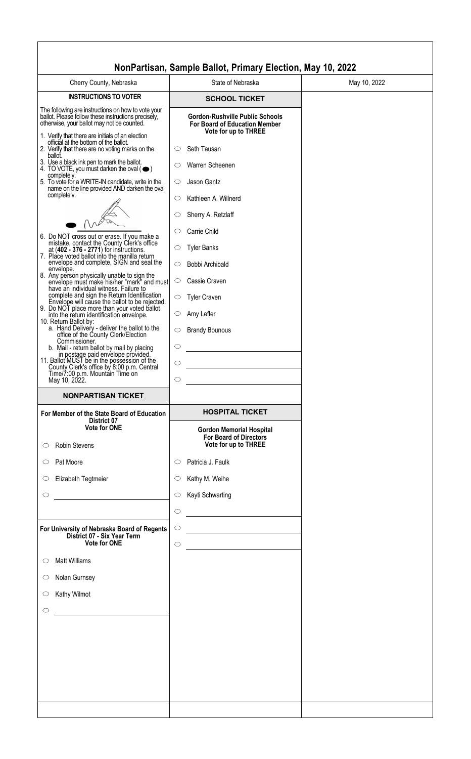# NonPartisan, Sample Ballot, Primary Election, May 10, 2022

| Cherry County, Nebraska | State of Nebraska | May 10, 2022 |
|---|---|---|

## INSTRUCTIONS TO VOTER

The following are instructions on how to vote your ballot. Please follow these instructions precisely, otherwise, your ballot may not be counted.

1. Verify that there are initials of an election official at the bottom of the ballot.
2. Verify that there are no voting marks on the ballot.
3. Use a black ink pen to mark the ballot.
4. TO VOTE, you must darken the oval (⬬) completely.
5. To vote for a WRITE-IN candidate, write in the name on the line provided AND darken the oval completely.
6. Do NOT cross out or erase. If you make a mistake, contact the County Clerk's office at (**402 - 376 - 2771**) for instructions.
7. Place voted ballot into the manilla return envelope and complete, SIGN and seal the envelope.
8. Any person physically unable to sign the envelope must make his/her "mark" and must have an individual witness. Failure to complete and sign the Return Identification Envelope will cause the ballot to be rejected.
9. Do NOT place more than your voted ballot into the return identification envelope.
10. Return Ballot by:
    a. Hand Delivery - deliver the ballot to the office of the County Clerk/Election Commissioner.
    b. Mail - return ballot by mail by placing in postage paid envelope provided.
11. Ballot MUST be in the possession of the County Clerk's office by 8:00 p.m. Central Time/7:00 p.m. Mountain Time on May 10, 2022.

## NONPARTISAN TICKET

**For Member of the State Board of Education District 07**
**Vote for ONE**

- ○ Robin Stevens
- ○ Pat Moore
- ○ Elizabeth Tegtmeier
- ○ ______________

**For University of Nebraska Board of Regents District 07 - Six Year Term**
**Vote for ONE**

- ○ Matt Williams
- ○ Nolan Gurnsey
- ○ Kathy Wilmot
- ○ ______________

## SCHOOL TICKET

**Gordon-Rushville Public Schools**
**For Board of Education Member**
**Vote for up to THREE**

- ○ Seth Tausan
- ○ Warren Scheenen
- ○ Jason Gantz
- ○ Kathleen A. Willnerd
- ○ Sherry A. Retzlaff
- ○ Carrie Child
- ○ Tyler Banks
- ○ Bobbi Archibald
- ○ Cassie Craven
- ○ Tyler Craven
- ○ Amy Lefler
- ○ Brandy Bounous
- ○ ______________
- ○ ______________
- ○ ______________

## HOSPITAL TICKET

**Gordon Memorial Hospital**
**For Board of Directors**
**Vote for up to THREE**

- ○ Patricia J. Faulk
- ○ Kathy M. Weihe
- ○ Kayti Schwarting
- ○ ______________
- ○ ______________
- ○ ______________